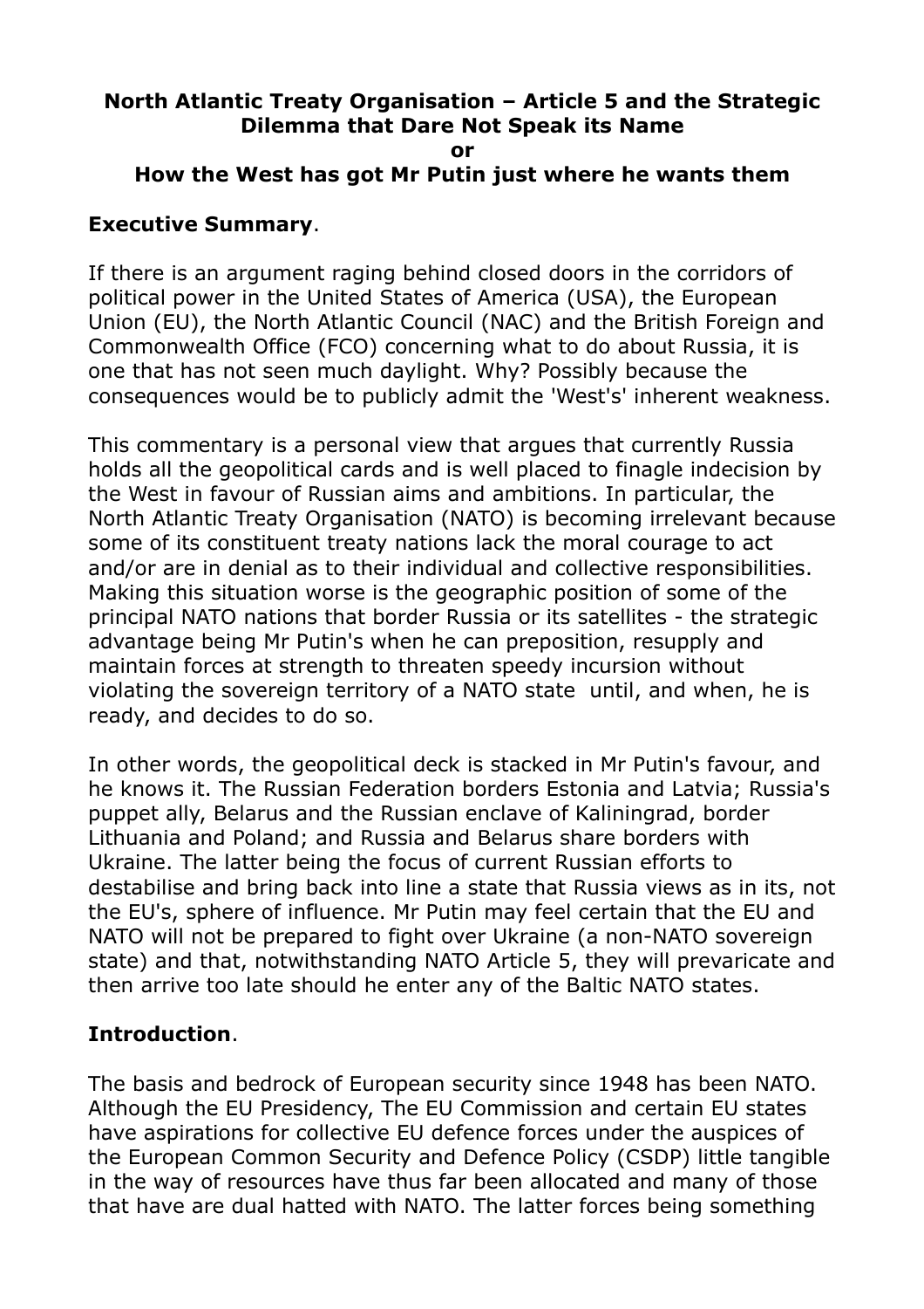# North Atlantic Treaty Organisation – Article 5 and the Strategic Dilemma that Dare Not Speak its Name
# or
# How the West has got Mr Putin just where he wants them

## Executive Summary.

If there is an argument raging behind closed doors in the corridors of political power in the United States of America (USA), the European Union (EU), the North Atlantic Council (NAC) and the British Foreign and Commonwealth Office (FCO) concerning what to do about Russia, it is one that has not seen much daylight. Why? Possibly because the consequences would be to publicly admit the 'West's' inherent weakness.

This commentary is a personal view that argues that currently Russia holds all the geopolitical cards and is well placed to finagle indecision by the West in favour of Russian aims and ambitions. In particular, the North Atlantic Treaty Organisation (NATO) is becoming irrelevant because some of its constituent treaty nations lack the moral courage to act and/or are in denial as to their individual and collective responsibilities. Making this situation worse is the geographic position of some of the principal NATO nations that border Russia or its satellites - the strategic advantage being Mr Putin's when he can preposition, resupply and maintain forces at strength to threaten speedy incursion without violating the sovereign territory of a NATO state until, and when, he is ready, and decides to do so.

In other words, the geopolitical deck is stacked in Mr Putin's favour, and he knows it. The Russian Federation borders Estonia and Latvia; Russia's puppet ally, Belarus and the Russian enclave of Kaliningrad, border Lithuania and Poland; and Russia and Belarus share borders with Ukraine. The latter being the focus of current Russian efforts to destabilise and bring back into line a state that Russia views as in its, not the EU's, sphere of influence. Mr Putin may feel certain that the EU and NATO will not be prepared to fight over Ukraine (a non-NATO sovereign state) and that, notwithstanding NATO Article 5, they will prevaricate and then arrive too late should he enter any of the Baltic NATO states.

## Introduction.

The basis and bedrock of European security since 1948 has been NATO. Although the EU Presidency, The EU Commission and certain EU states have aspirations for collective EU defence forces under the auspices of the European Common Security and Defence Policy (CSDP) little tangible in the way of resources have thus far been allocated and many of those that have are dual hatted with NATO. The latter forces being something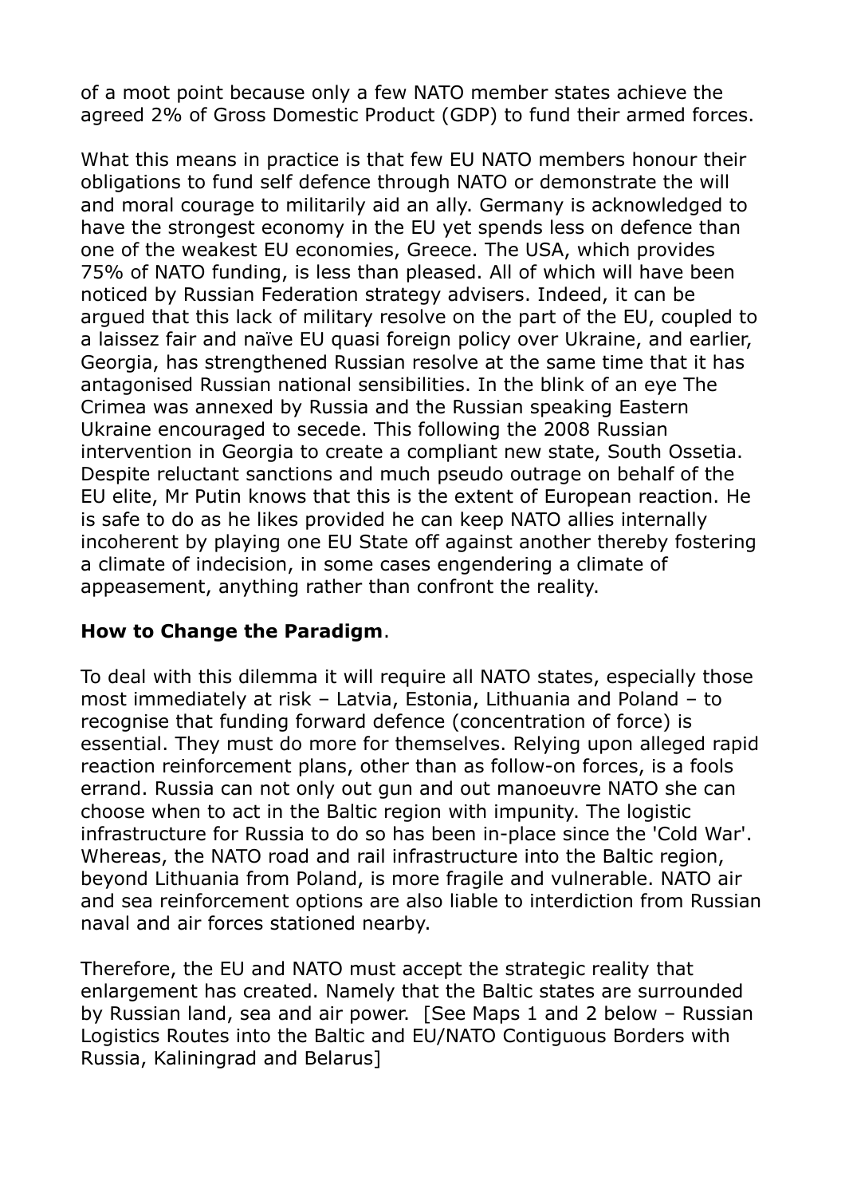of a moot point because only a few NATO member states achieve the agreed 2% of Gross Domestic Product (GDP) to fund their armed forces.

What this means in practice is that few EU NATO members honour their obligations to fund self defence through NATO or demonstrate the will and moral courage to militarily aid an ally. Germany is acknowledged to have the strongest economy in the EU yet spends less on defence than one of the weakest EU economies, Greece. The USA, which provides 75% of NATO funding, is less than pleased. All of which will have been noticed by Russian Federation strategy advisers. Indeed, it can be argued that this lack of military resolve on the part of the EU, coupled to a laissez fair and naïve EU quasi foreign policy over Ukraine, and earlier, Georgia, has strengthened Russian resolve at the same time that it has antagonised Russian national sensibilities. In the blink of an eye The Crimea was annexed by Russia and the Russian speaking Eastern Ukraine encouraged to secede. This following the 2008 Russian intervention in Georgia to create a compliant new state, South Ossetia. Despite reluctant sanctions and much pseudo outrage on behalf of the EU elite, Mr Putin knows that this is the extent of European reaction. He is safe to do as he likes provided he can keep NATO allies internally incoherent by playing one EU State off against another thereby fostering a climate of indecision, in some cases engendering a climate of appeasement, anything rather than confront the reality.

**How to Change the Paradigm**.

To deal with this dilemma it will require all NATO states, especially those most immediately at risk – Latvia, Estonia, Lithuania and Poland – to recognise that funding forward defence (concentration of force) is essential. They must do more for themselves. Relying upon alleged rapid reaction reinforcement plans, other than as follow-on forces, is a fools errand. Russia can not only out gun and out manoeuvre NATO she can choose when to act in the Baltic region with impunity. The logistic infrastructure for Russia to do so has been in-place since the 'Cold War'. Whereas, the NATO road and rail infrastructure into the Baltic region, beyond Lithuania from Poland, is more fragile and vulnerable. NATO air and sea reinforcement options are also liable to interdiction from Russian naval and air forces stationed nearby.

Therefore, the EU and NATO must accept the strategic reality that enlargement has created. Namely that the Baltic states are surrounded by Russian land, sea and air power. [See Maps 1 and 2 below – Russian Logistics Routes into the Baltic and EU/NATO Contiguous Borders with Russia, Kaliningrad and Belarus]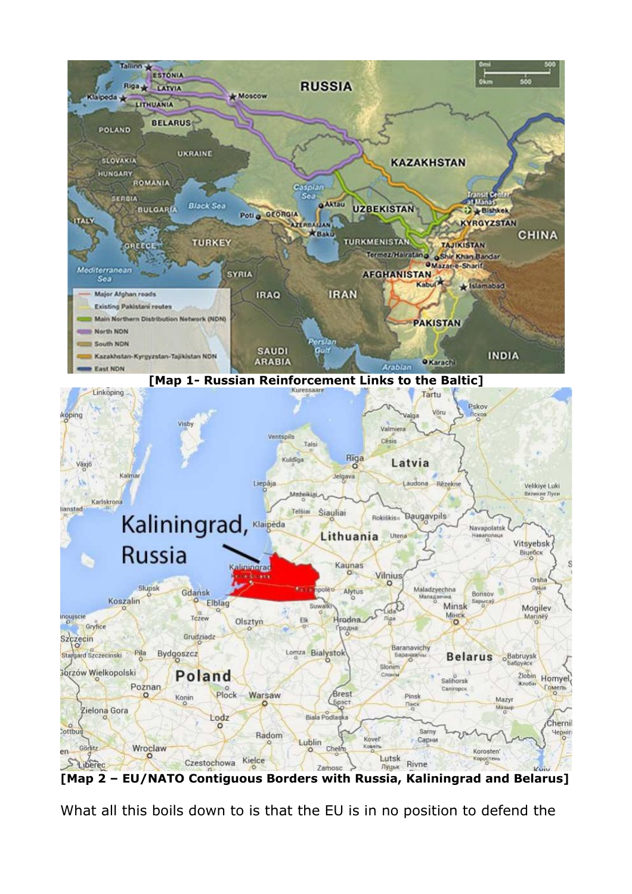[Map 1- Russian Reinforcement Links to the Baltic]

[Map 2 – EU/NATO Contiguous Borders with Russia, Kaliningrad and Belarus]

What all this boils down to is that the EU is in no position to defend the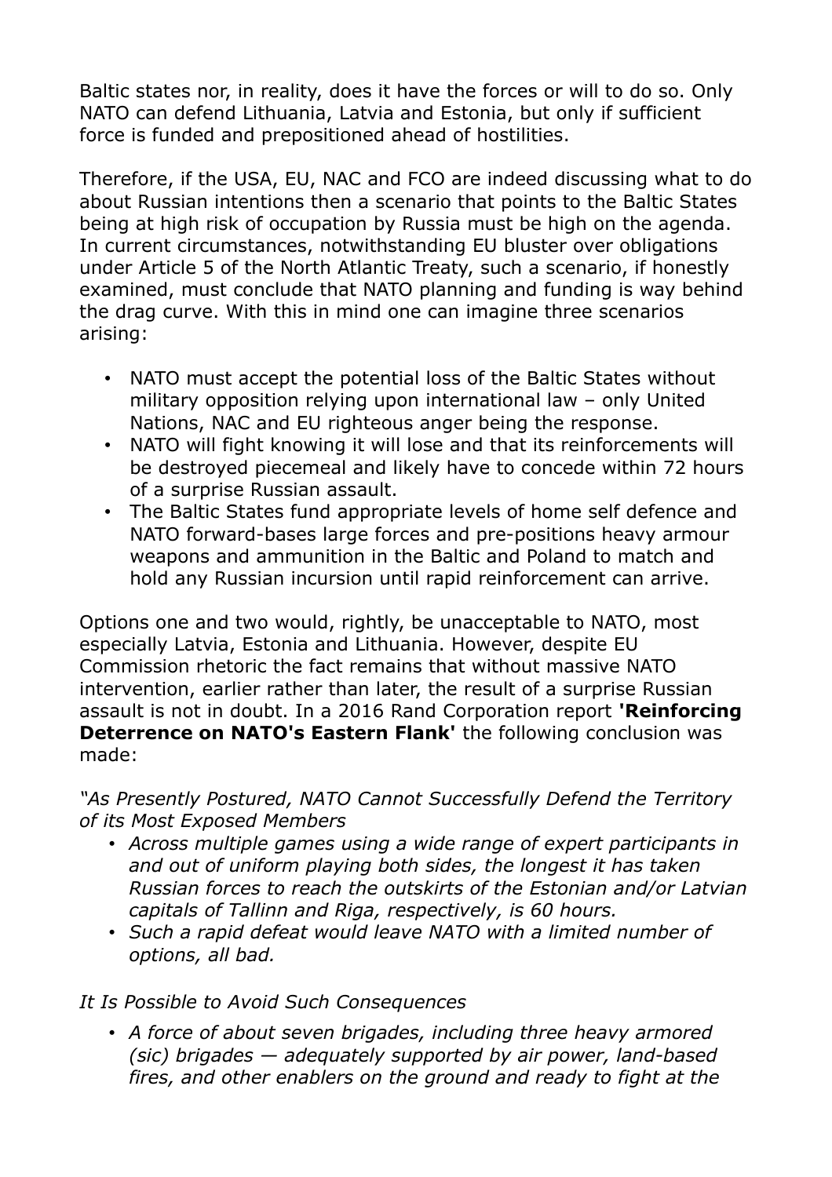Baltic states nor, in reality, does it have the forces or will to do so. Only NATO can defend Lithuania, Latvia and Estonia, but only if sufficient force is funded and prepositioned ahead of hostilities.

Therefore, if the USA, EU, NAC and FCO are indeed discussing what to do about Russian intentions then a scenario that points to the Baltic States being at high risk of occupation by Russia must be high on the agenda. In current circumstances, notwithstanding EU bluster over obligations under Article 5 of the North Atlantic Treaty, such a scenario, if honestly examined, must conclude that NATO planning and funding is way behind the drag curve. With this in mind one can imagine three scenarios arising:

- NATO must accept the potential loss of the Baltic States without military opposition relying upon international law – only United Nations, NAC and EU righteous anger being the response.
- NATO will fight knowing it will lose and that its reinforcements will be destroyed piecemeal and likely have to concede within 72 hours of a surprise Russian assault.
- The Baltic States fund appropriate levels of home self defence and NATO forward-bases large forces and pre-positions heavy armour weapons and ammunition in the Baltic and Poland to match and hold any Russian incursion until rapid reinforcement can arrive.

Options one and two would, rightly, be unacceptable to NATO, most especially Latvia, Estonia and Lithuania. However, despite EU Commission rhetoric the fact remains that without massive NATO intervention, earlier rather than later, the result of a surprise Russian assault is not in doubt. In a 2016 Rand Corporation report **'Reinforcing Deterrence on NATO's Eastern Flank'** the following conclusion was made:

*"As Presently Postured, NATO Cannot Successfully Defend the Territory of its Most Exposed Members*

- *Across multiple games using a wide range of expert participants in and out of uniform playing both sides, the longest it has taken Russian forces to reach the outskirts of the Estonian and/or Latvian capitals of Tallinn and Riga, respectively, is 60 hours.*
- *Such a rapid defeat would leave NATO with a limited number of options, all bad.*

*It Is Possible to Avoid Such Consequences*

- *A force of about seven brigades, including three heavy armored (sic) brigades — adequately supported by air power, land-based fires, and other enablers on the ground and ready to fight at the*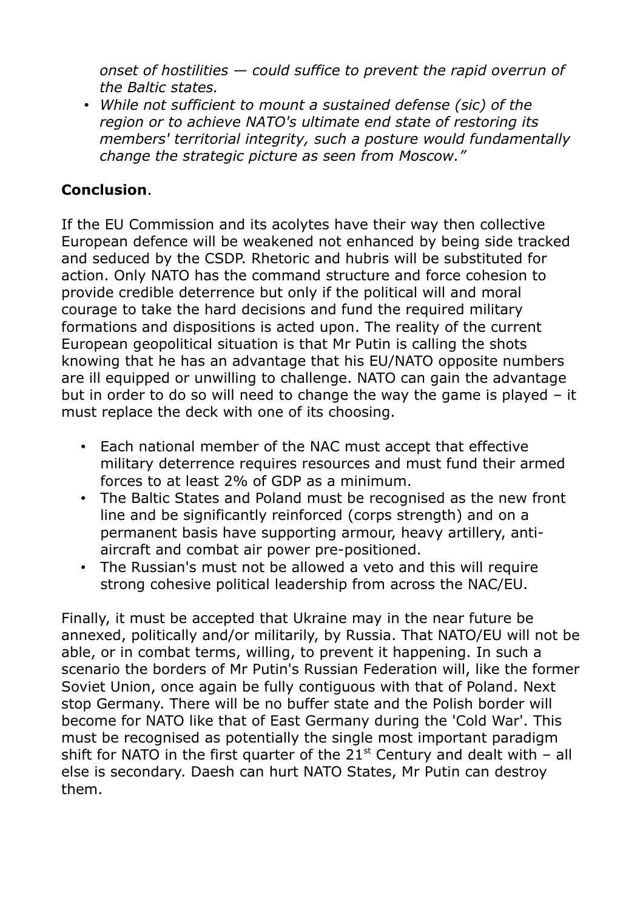*onset of hostilities — could suffice to prevent the rapid overrun of the Baltic states.*

- *While not sufficient to mount a sustained defense (sic) of the region or to achieve NATO's ultimate end state of restoring its members' territorial integrity, such a posture would fundamentally change the strategic picture as seen from Moscow."*

**Conclusion**.

If the EU Commission and its acolytes have their way then collective European defence will be weakened not enhanced by being side tracked and seduced by the CSDP. Rhetoric and hubris will be substituted for action. Only NATO has the command structure and force cohesion to provide credible deterrence but only if the political will and moral courage to take the hard decisions and fund the required military formations and dispositions is acted upon. The reality of the current European geopolitical situation is that Mr Putin is calling the shots knowing that he has an advantage that his EU/NATO opposite numbers are ill equipped or unwilling to challenge. NATO can gain the advantage but in order to do so will need to change the way the game is played – it must replace the deck with one of its choosing.

- Each national member of the NAC must accept that effective military deterrence requires resources and must fund their armed forces to at least 2% of GDP as a minimum.
- The Baltic States and Poland must be recognised as the new front line and be significantly reinforced (corps strength) and on a permanent basis have supporting armour, heavy artillery, anti-aircraft and combat air power pre-positioned.
- The Russian's must not be allowed a veto and this will require strong cohesive political leadership from across the NAC/EU.

Finally, it must be accepted that Ukraine may in the near future be annexed, politically and/or militarily, by Russia. That NATO/EU will not be able, or in combat terms, willing, to prevent it happening. In such a scenario the borders of Mr Putin's Russian Federation will, like the former Soviet Union, once again be fully contiguous with that of Poland. Next stop Germany. There will be no buffer state and the Polish border will become for NATO like that of East Germany during the 'Cold War'. This must be recognised as potentially the single most important paradigm shift for NATO in the first quarter of the 21st Century and dealt with – all else is secondary. Daesh can hurt NATO States, Mr Putin can destroy them.